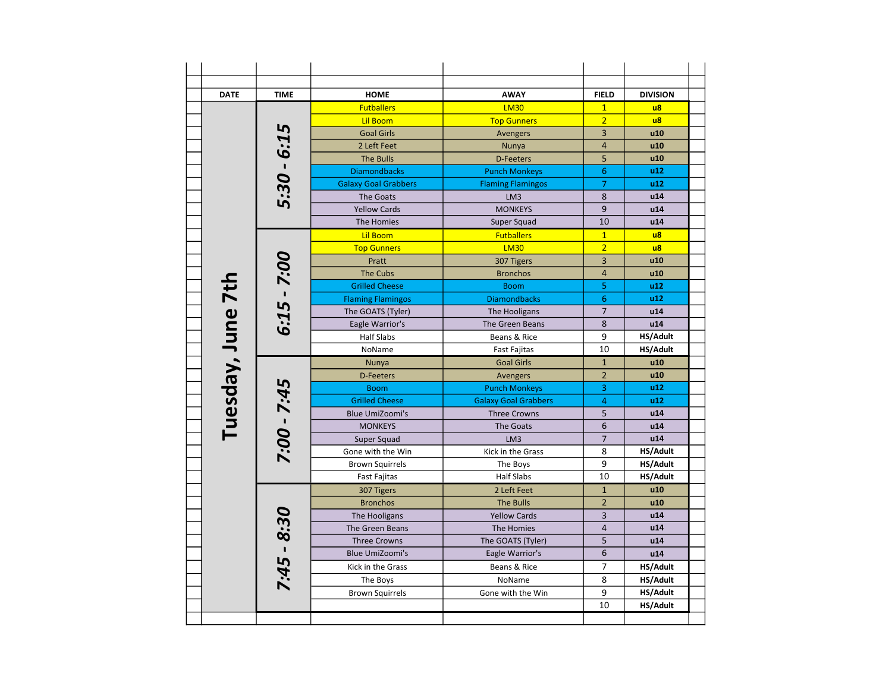| DATE | TIME | HOME | AWAY | FIELD | DIVISION |
|---|---|---|---|---|---|
| Tuesday, June 7th | 5:30 - 6:15 | Futballers | LM30 | 1 | u8 |
| | | Lil Boom | Top Gunners | 2 | u8 |
| | | Goal Girls | Avengers | 3 | u10 |
| | | 2 Left Feet | Nunya | 4 | u10 |
| | | The Bulls | D-Feeters | 5 | u10 |
| | | Diamondbacks | Punch Monkeys | 6 | u12 |
| | | Galaxy Goal Grabbers | Flaming Flamingos | 7 | u12 |
| | | The Goats | LM3 | 8 | u14 |
| | | Yellow Cards | MONKEYS | 9 | u14 |
| | | The Homies | Super Squad | 10 | u14 |
| | 6:15 - 7:00 | Lil Boom | Futballers | 1 | u8 |
| | | Top Gunners | LM30 | 2 | u8 |
| | | Pratt | 307 Tigers | 3 | u10 |
| | | The Cubs | Bronchos | 4 | u10 |
| | | Grilled Cheese | Boom | 5 | u12 |
| | | Flaming Flamingos | Diamondbacks | 6 | u12 |
| | | The GOATS (Tyler) | The Hooligans | 7 | u14 |
| | | Eagle Warrior's | The Green Beans | 8 | u14 |
| | | Half Slabs | Beans & Rice | 9 | HS/Adult |
| | | NoName | Fast Fajitas | 10 | HS/Adult |
| | 7:00 - 7:45 | Nunya | Goal Girls | 1 | u10 |
| | | D-Feeters | Avengers | 2 | u10 |
| | | Boom | Punch Monkeys | 3 | u12 |
| | | Grilled Cheese | Galaxy Goal Grabbers | 4 | u12 |
| | | Blue UmiZoomi's | Three Crowns | 5 | u14 |
| | | MONKEYS | The Goats | 6 | u14 |
| | | Super Squad | LM3 | 7 | u14 |
| | | Gone with the Win | Kick in the Grass | 8 | HS/Adult |
| | | Brown Squirrels | The Boys | 9 | HS/Adult |
| | | Fast Fajitas | Half Slabs | 10 | HS/Adult |
| | 7:45 - 8:30 | 307 Tigers | 2 Left Feet | 1 | u10 |
| | | Bronchos | The Bulls | 2 | u10 |
| | | The Hooligans | Yellow Cards | 3 | u14 |
| | | The Green Beans | The Homies | 4 | u14 |
| | | Three Crowns | The GOATS (Tyler) | 5 | u14 |
| | | Blue UmiZoomi's | Eagle Warrior's | 6 | u14 |
| | | Kick in the Grass | Beans & Rice | 7 | HS/Adult |
| | | The Boys | NoName | 8 | HS/Adult |
| | | Brown Squirrels | Gone with the Win | 9 | HS/Adult |
| | | | | 10 | HS/Adult |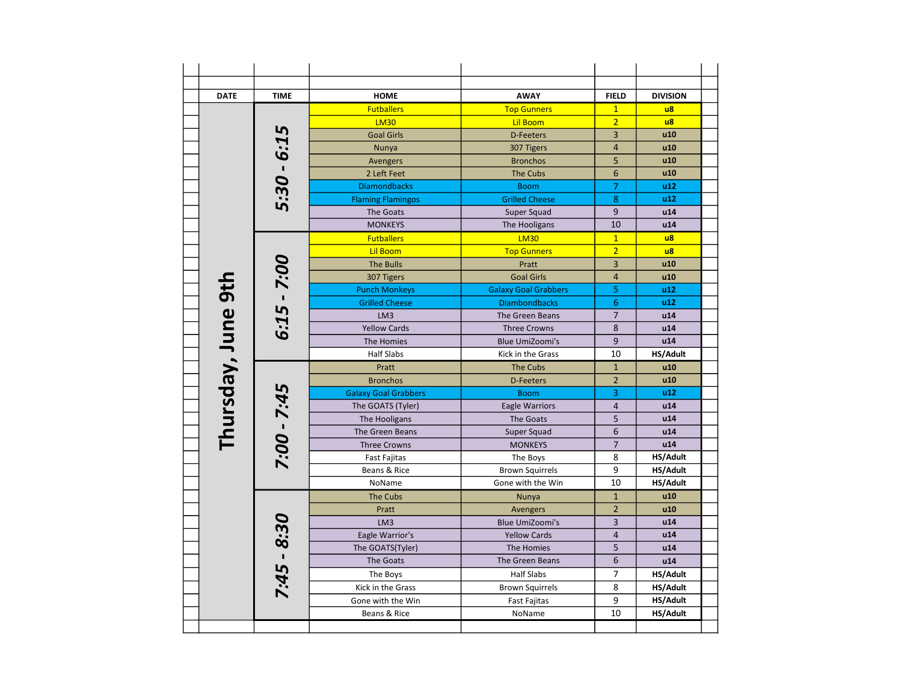| DATE | TIME | HOME | AWAY | FIELD | DIVISION |
|---|---|---|---|---|---|
| Thursday, June 9th | 5:30 - 6:15 | Futballers | Top Gunners | 1 | u8 |
| | | LM30 | Lil Boom | 2 | u8 |
| | | Goal Girls | D-Feeters | 3 | u10 |
| | | Nunya | 307 Tigers | 4 | u10 |
| | | Avengers | Bronchos | 5 | u10 |
| | | 2 Left Feet | The Cubs | 6 | u10 |
| | | Diamondbacks | Boom | 7 | u12 |
| | | Flaming Flamingos | Grilled Cheese | 8 | u12 |
| | | The Goats | Super Squad | 9 | u14 |
| | | MONKEYS | The Hooligans | 10 | u14 |
| | 6:15 - 7:00 | Futballers | LM30 | 1 | u8 |
| | | Lil Boom | Top Gunners | 2 | u8 |
| | | The Bulls | Pratt | 3 | u10 |
| | | 307 Tigers | Goal Girls | 4 | u10 |
| | | Punch Monkeys | Galaxy Goal Grabbers | 5 | u12 |
| | | Grilled Cheese | Diambondbacks | 6 | u12 |
| | | LM3 | The Green Beans | 7 | u14 |
| | | Yellow Cards | Three Crowns | 8 | u14 |
| | | The Homies | Blue UmiZoomi's | 9 | u14 |
| | | Half Slabs | Kick in the Grass | 10 | HS/Adult |
| | 7:00 - 7:45 | Pratt | The Cubs | 1 | u10 |
| | | Bronchos | D-Feeters | 2 | u10 |
| | | Galaxy Goal Grabbers | Boom | 3 | u12 |
| | | The GOATS (Tyler) | Eagle Warriors | 4 | u14 |
| | | The Hooligans | The Goats | 5 | u14 |
| | | The Green Beans | Super Squad | 6 | u14 |
| | | Three Crowns | MONKEYS | 7 | u14 |
| | | Fast Fajitas | The Boys | 8 | HS/Adult |
| | | Beans & Rice | Brown Squirrels | 9 | HS/Adult |
| | | NoName | Gone with the Win | 10 | HS/Adult |
| | 7:45 - 8:30 | The Cubs | Nunya | 1 | u10 |
| | | Pratt | Avengers | 2 | u10 |
| | | LM3 | Blue UmiZoomi's | 3 | u14 |
| | | Eagle Warrior's | Yellow Cards | 4 | u14 |
| | | The GOATS(Tyler) | The Homies | 5 | u14 |
| | | The Goats | The Green Beans | 6 | u14 |
| | | The Boys | Half Slabs | 7 | HS/Adult |
| | | Kick in the Grass | Brown Squirrels | 8 | HS/Adult |
| | | Gone with the Win | Fast Fajitas | 9 | HS/Adult |
| | | Beans & Rice | NoName | 10 | HS/Adult |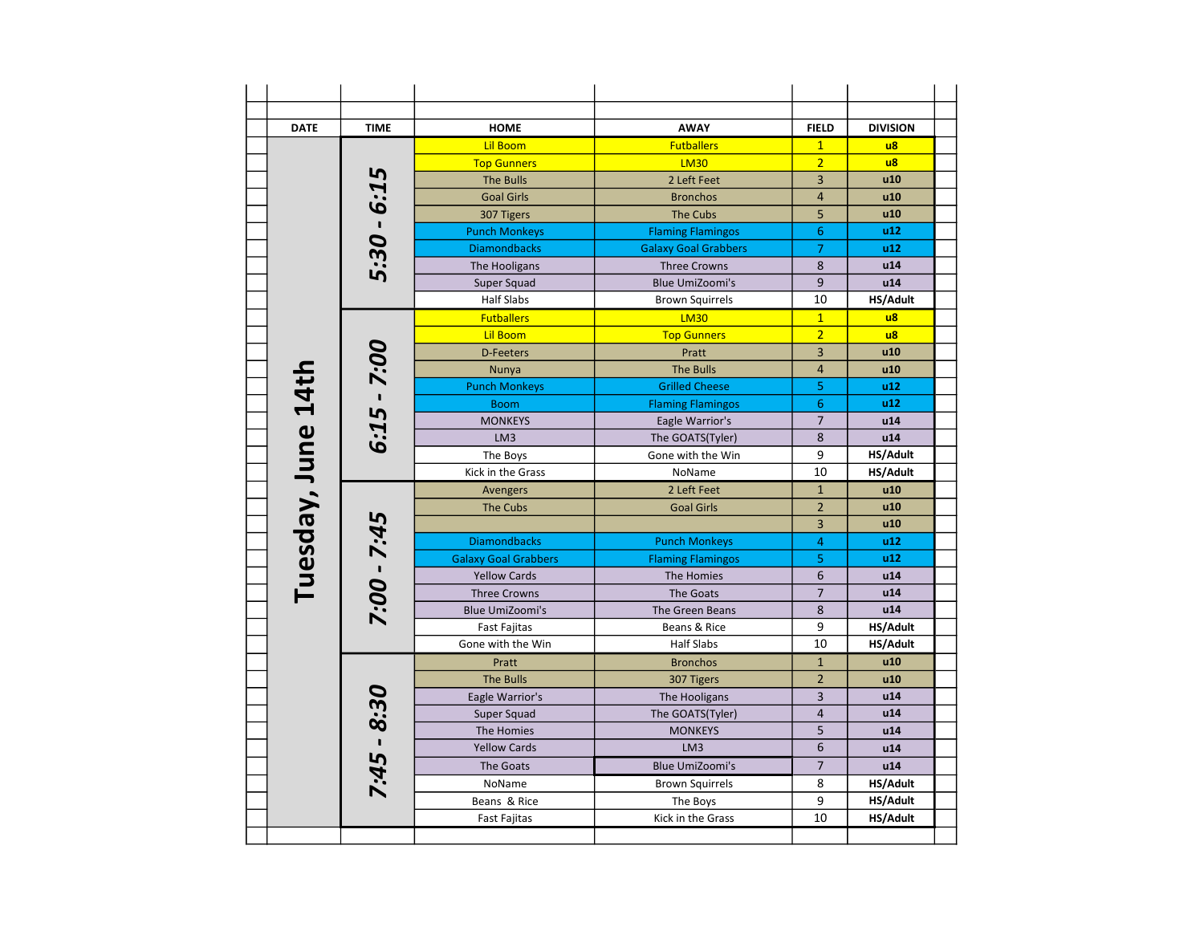| DATE | TIME | HOME | AWAY | FIELD | DIVISION |
|---|---|---|---|---|---|
| Tuesday, June 14th | 5:30 - 6:15 | Lil Boom | Futballers | 1 | u8 |
| | | Top Gunners | LM30 | 2 | u8 |
| | | The Bulls | 2 Left Feet | 3 | u10 |
| | | Goal Girls | Bronchos | 4 | u10 |
| | | 307 Tigers | The Cubs | 5 | u10 |
| | | Punch Monkeys | Flaming Flamingos | 6 | u12 |
| | | Diamondbacks | Galaxy Goal Grabbers | 7 | u12 |
| | | The Hooligans | Three Crowns | 8 | u14 |
| | | Super Squad | Blue UmiZoomi's | 9 | u14 |
| | | Half Slabs | Brown Squirrels | 10 | HS/Adult |
| | 6:15 - 7:00 | Futballers | LM30 | 1 | u8 |
| | | Lil Boom | Top Gunners | 2 | u8 |
| | | D-Feeters | Pratt | 3 | u10 |
| | | Nunya | The Bulls | 4 | u10 |
| | | Punch Monkeys | Grilled Cheese | 5 | u12 |
| | | Boom | Flaming Flamingos | 6 | u12 |
| | | MONKEYS | Eagle Warrior's | 7 | u14 |
| | | LM3 | The GOATS(Tyler) | 8 | u14 |
| | | The Boys | Gone with the Win | 9 | HS/Adult |
| | | Kick in the Grass | NoName | 10 | HS/Adult |
| | 7:00 - 7:45 | Avengers | 2 Left Feet | 1 | u10 |
| | | The Cubs | Goal Girls | 2 | u10 |
| | | | | 3 | u10 |
| | | Diamondbacks | Punch Monkeys | 4 | u12 |
| | | Galaxy Goal Grabbers | Flaming Flamingos | 5 | u12 |
| | | Yellow Cards | The Homies | 6 | u14 |
| | | Three Crowns | The Goats | 7 | u14 |
| | | Blue UmiZoomi's | The Green Beans | 8 | u14 |
| | | Fast Fajitas | Beans & Rice | 9 | HS/Adult |
| | | Gone with the Win | Half Slabs | 10 | HS/Adult |
| | 7:45 - 8:30 | Pratt | Bronchos | 1 | u10 |
| | | The Bulls | 307 Tigers | 2 | u10 |
| | | Eagle Warrior's | The Hooligans | 3 | u14 |
| | | Super Squad | The GOATS(Tyler) | 4 | u14 |
| | | The Homies | MONKEYS | 5 | u14 |
| | | Yellow Cards | LM3 | 6 | u14 |
| | | The Goats | Blue UmiZoomi's | 7 | u14 |
| | | NoName | Brown Squirrels | 8 | HS/Adult |
| | | Beans & Rice | The Boys | 9 | HS/Adult |
| | | Fast Fajitas | Kick in the Grass | 10 | HS/Adult |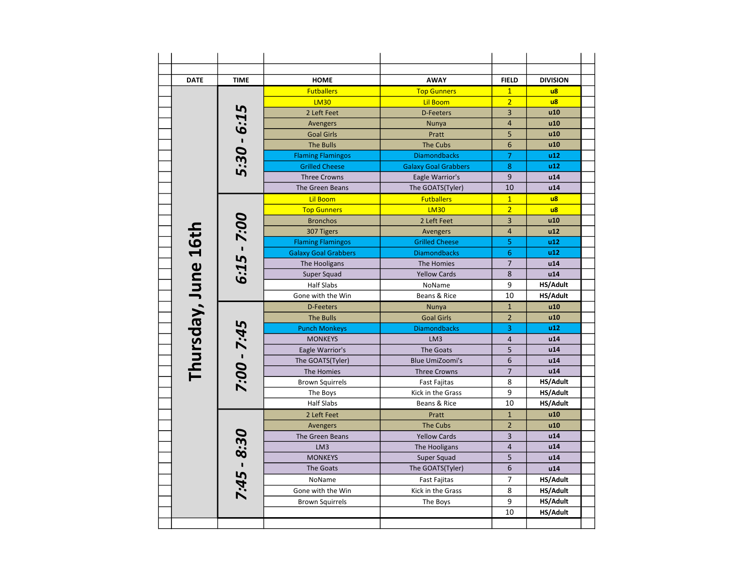| DATE | TIME | HOME | AWAY | FIELD | DIVISION |
|---|---|---|---|---|---|
| Thursday, June 16th | 5:30 - 6:15 | Futballers | Top Gunners | 1 | u8 |
| | | LM30 | Lil Boom | 2 | u8 |
| | | 2 Left Feet | D-Feeters | 3 | u10 |
| | | Avengers | Nunya | 4 | u10 |
| | | Goal Girls | Pratt | 5 | u10 |
| | | The Bulls | The Cubs | 6 | u10 |
| | | Flaming Flamingos | Diamondbacks | 7 | u12 |
| | | Grilled Cheese | Galaxy Goal Grabbers | 8 | u12 |
| | | Three Crowns | Eagle Warrior's | 9 | u14 |
| | | The Green Beans | The GOATS(Tyler) | 10 | u14 |
| | 6:15 - 7:00 | Lil Boom | Futballers | 1 | u8 |
| | | Top Gunners | LM30 | 2 | u8 |
| | | Bronchos | 2 Left Feet | 3 | u10 |
| | | 307 Tigers | Avengers | 4 | u12 |
| | | Flaming Flamingos | Grilled Cheese | 5 | u12 |
| | | Galaxy Goal Grabbers | Diamondbacks | 6 | u12 |
| | | The Hooligans | The Homies | 7 | u14 |
| | | Super Squad | Yellow Cards | 8 | u14 |
| | | Half Slabs | NoName | 9 | HS/Adult |
| | | Gone with the Win | Beans & Rice | 10 | HS/Adult |
| | 7:00 - 7:45 | D-Feeters | Nunya | 1 | u10 |
| | | The Bulls | Goal Girls | 2 | u10 |
| | | Punch Monkeys | Diamondbacks | 3 | u12 |
| | | MONKEYS | LM3 | 4 | u14 |
| | | Eagle Warrior's | The Goats | 5 | u14 |
| | | The GOATS(Tyler) | Blue UmiZoomi's | 6 | u14 |
| | | The Homies | Three Crowns | 7 | u14 |
| | | Brown Squirrels | Fast Fajitas | 8 | HS/Adult |
| | | The Boys | Kick in the Grass | 9 | HS/Adult |
| | | Half Slabs | Beans & Rice | 10 | HS/Adult |
| | 7:45 - 8:30 | 2 Left Feet | Pratt | 1 | u10 |
| | | Avengers | The Cubs | 2 | u10 |
| | | The Green Beans | Yellow Cards | 3 | u14 |
| | | LM3 | The Hooligans | 4 | u14 |
| | | MONKEYS | Super Squad | 5 | u14 |
| | | The Goats | The GOATS(Tyler) | 6 | u14 |
| | | NoName | Fast Fajitas | 7 | HS/Adult |
| | | Gone with the Win | Kick in the Grass | 8 | HS/Adult |
| | | Brown Squirrels | The Boys | 9 | HS/Adult |
| | | | | 10 | HS/Adult |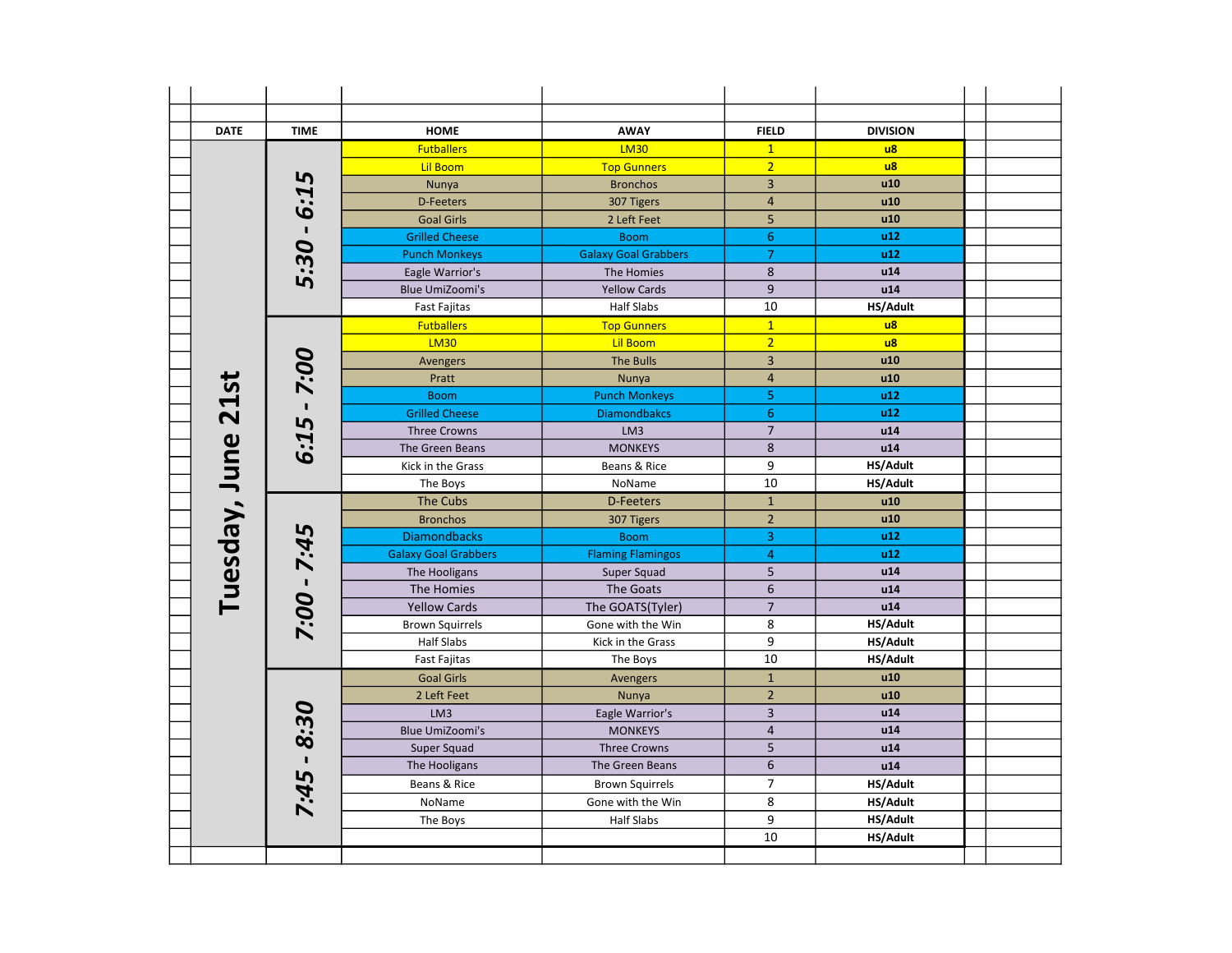| DATE | TIME | HOME | AWAY | FIELD | DIVISION |
|---|---|---|---|---|---|
| Tuesday, June 21st | 5:30 - 6:15 | Futballers | LM30 | 1 | u8 |
| | | Lil Boom | Top Gunners | 2 | u8 |
| | | Nunya | Bronchos | 3 | u10 |
| | | D-Feeters | 307 Tigers | 4 | u10 |
| | | Goal Girls | 2 Left Feet | 5 | u10 |
| | | Grilled Cheese | Boom | 6 | u12 |
| | | Punch Monkeys | Galaxy Goal Grabbers | 7 | u12 |
| | | Eagle Warrior's | The Homies | 8 | u14 |
| | | Blue UmiZoomi's | Yellow Cards | 9 | u14 |
| | | Fast Fajitas | Half Slabs | 10 | HS/Adult |
| | 6:15 - 7:00 | Futballers | Top Gunners | 1 | u8 |
| | | LM30 | Lil Boom | 2 | u8 |
| | | Avengers | The Bulls | 3 | u10 |
| | | Pratt | Nunya | 4 | u10 |
| | | Boom | Punch Monkeys | 5 | u12 |
| | | Grilled Cheese | Diamondbakcs | 6 | u12 |
| | | Three Crowns | LM3 | 7 | u14 |
| | | The Green Beans | MONKEYS | 8 | u14 |
| | | Kick in the Grass | Beans & Rice | 9 | HS/Adult |
| | | The Boys | NoName | 10 | HS/Adult |
| | 7:00 - 7:45 | The Cubs | D-Feeters | 1 | u10 |
| | | Bronchos | 307 Tigers | 2 | u10 |
| | | Diamondbacks | Boom | 3 | u12 |
| | | Galaxy Goal Grabbers | Flaming Flamingos | 4 | u12 |
| | | The Hooligans | Super Squad | 5 | u14 |
| | | The Homies | The Goats | 6 | u14 |
| | | Yellow Cards | The GOATS(Tyler) | 7 | u14 |
| | | Brown Squirrels | Gone with the Win | 8 | HS/Adult |
| | | Half Slabs | Kick in the Grass | 9 | HS/Adult |
| | | Fast Fajitas | The Boys | 10 | HS/Adult |
| | 7:45 - 8:30 | Goal Girls | Avengers | 1 | u10 |
| | | 2 Left Feet | Nunya | 2 | u10 |
| | | LM3 | Eagle Warrior's | 3 | u14 |
| | | Blue UmiZoomi's | MONKEYS | 4 | u14 |
| | | Super Squad | Three Crowns | 5 | u14 |
| | | The Hooligans | The Green Beans | 6 | u14 |
| | | Beans & Rice | Brown Squirrels | 7 | HS/Adult |
| | | NoName | Gone with the Win | 8 | HS/Adult |
| | | The Boys | Half Slabs | 9 | HS/Adult |
| | | | | 10 | HS/Adult |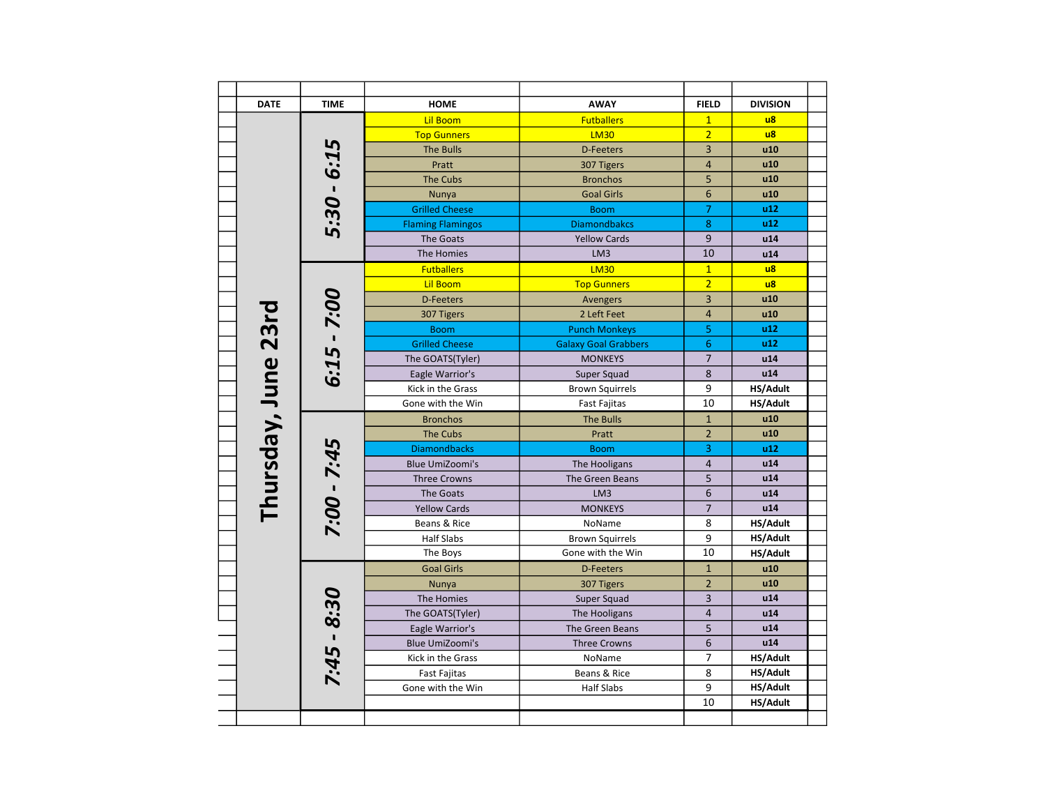| DATE | TIME | HOME | AWAY | FIELD | DIVISION |
|---|---|---|---|---|---|
| Thursday, June 23rd | 5:30 - 6:15 | Lil Boom | Futballers | 1 | u8 |
| | | Top Gunners | LM30 | 2 | u8 |
| | | The Bulls | D-Feeters | 3 | u10 |
| | | Pratt | 307 Tigers | 4 | u10 |
| | | The Cubs | Bronchos | 5 | u10 |
| | | Nunya | Goal Girls | 6 | u10 |
| | | Grilled Cheese | Boom | 7 | u12 |
| | | Flaming Flamingos | Diamondbakcs | 8 | u12 |
| | | The Goats | Yellow Cards | 9 | u14 |
| | | The Homies | LM3 | 10 | u14 |
| | 6:15 - 7:00 | Futballers | LM30 | 1 | u8 |
| | | Lil Boom | Top Gunners | 2 | u8 |
| | | D-Feeters | Avengers | 3 | u10 |
| | | 307 Tigers | 2 Left Feet | 4 | u10 |
| | | Boom | Punch Monkeys | 5 | u12 |
| | | Grilled Cheese | Galaxy Goal Grabbers | 6 | u12 |
| | | The GOATS(Tyler) | MONKEYS | 7 | u14 |
| | | Eagle Warrior's | Super Squad | 8 | u14 |
| | | Kick in the Grass | Brown Squirrels | 9 | HS/Adult |
| | | Gone with the Win | Fast Fajitas | 10 | HS/Adult |
| | 7:00 - 7:45 | Bronchos | The Bulls | 1 | u10 |
| | | The Cubs | Pratt | 2 | u10 |
| | | Diamondbacks | Boom | 3 | u12 |
| | | Blue UmiZoomi's | The Hooligans | 4 | u14 |
| | | Three Crowns | The Green Beans | 5 | u14 |
| | | The Goats | LM3 | 6 | u14 |
| | | Yellow Cards | MONKEYS | 7 | u14 |
| | | Beans & Rice | NoName | 8 | HS/Adult |
| | | Half Slabs | Brown Squirrels | 9 | HS/Adult |
| | | The Boys | Gone with the Win | 10 | HS/Adult |
| | 7:45 - 8:30 | Goal Girls | D-Feeters | 1 | u10 |
| | | Nunya | 307 Tigers | 2 | u10 |
| | | The Homies | Super Squad | 3 | u14 |
| | | The GOATS(Tyler) | The Hooligans | 4 | u14 |
| | | Eagle Warrior's | The Green Beans | 5 | u14 |
| | | Blue UmiZoomi's | Three Crowns | 6 | u14 |
| | | Kick in the Grass | NoName | 7 | HS/Adult |
| | | Fast Fajitas | Beans & Rice | 8 | HS/Adult |
| | | Gone with the Win | Half Slabs | 9 | HS/Adult |
| | | | | 10 | HS/Adult |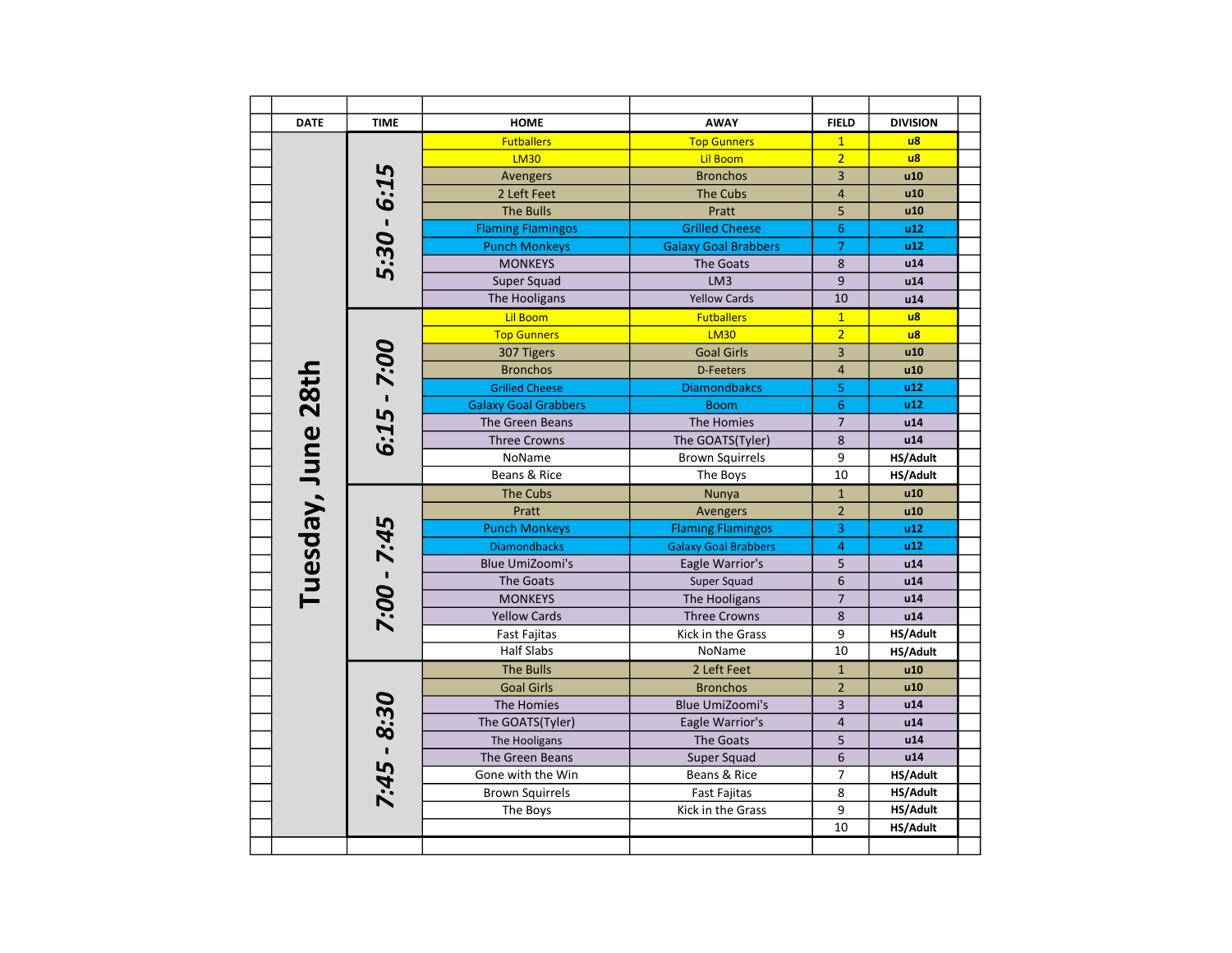| DATE | TIME | HOME | AWAY | FIELD | DIVISION |
|---|---|---|---|---|---|
| Tuesday, June 28th | 5:30 - 6:15 | Futballers | Top Gunners | 1 | u8 |
| | | LM30 | Lil Boom | 2 | u8 |
| | | Avengers | Bronchos | 3 | u10 |
| | | 2 Left Feet | The Cubs | 4 | u10 |
| | | The Bulls | Pratt | 5 | u10 |
| | | Flaming Flamingos | Grilled Cheese | 6 | u12 |
| | | Punch Monkeys | Galaxy Goal Brabbers | 7 | u12 |
| | | MONKEYS | The Goats | 8 | u14 |
| | | Super Squad | LM3 | 9 | u14 |
| | | The Hooligans | Yellow Cards | 10 | u14 |
| | 6:15 - 7:00 | Lil Boom | Futballers | 1 | u8 |
| | | Top Gunners | LM30 | 2 | u8 |
| | | 307 Tigers | Goal Girls | 3 | u10 |
| | | Bronchos | D-Feeters | 4 | u10 |
| | | Grilled Cheese | Diamondbakcs | 5 | u12 |
| | | Galaxy Goal Grabbers | Boom | 6 | u12 |
| | | The Green Beans | The Homies | 7 | u14 |
| | | Three Crowns | The GOATS(Tyler) | 8 | u14 |
| | | NoName | Brown Squirrels | 9 | HS/Adult |
| | | Beans & Rice | The Boys | 10 | HS/Adult |
| | 7:00 - 7:45 | The Cubs | Nunya | 1 | u10 |
| | | Pratt | Avengers | 2 | u10 |
| | | Punch Monkeys | Flaming Flamingos | 3 | u12 |
| | | Diamondbacks | Galaxy Goal Brabbers | 4 | u12 |
| | | Blue UmiZoomi's | Eagle Warrior's | 5 | u14 |
| | | The Goats | Super Squad | 6 | u14 |
| | | MONKEYS | The Hooligans | 7 | u14 |
| | | Yellow Cards | Three Crowns | 8 | u14 |
| | | Fast Fajitas | Kick in the Grass | 9 | HS/Adult |
| | | Half Slabs | NoName | 10 | HS/Adult |
| | 7:45 - 8:30 | The Bulls | 2 Left Feet | 1 | u10 |
| | | Goal Girls | Bronchos | 2 | u10 |
| | | The Homies | Blue UmiZoomi's | 3 | u14 |
| | | The GOATS(Tyler) | Eagle Warrior's | 4 | u14 |
| | | The Hooligans | The Goats | 5 | u14 |
| | | The Green Beans | Super Squad | 6 | u14 |
| | | Gone with the Win | Beans & Rice | 7 | HS/Adult |
| | | Brown Squirrels | Fast Fajitas | 8 | HS/Adult |
| | | The Boys | Kick in the Grass | 9 | HS/Adult |
| | | | | 10 | HS/Adult |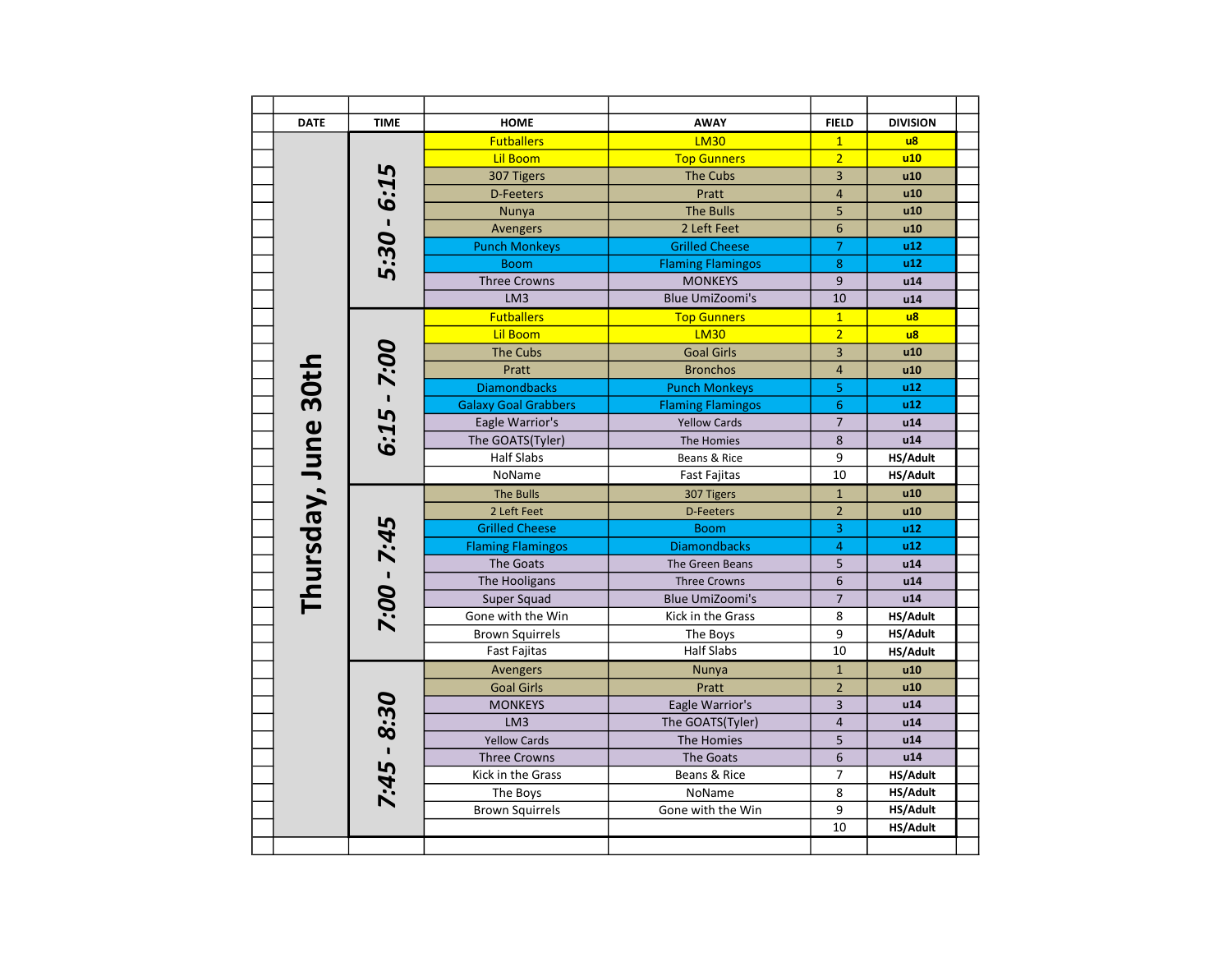| DATE | TIME | HOME | AWAY | FIELD | DIVISION |
|---|---|---|---|---|---|
| Thursday, June 30th | 5:30 - 6:15 | Futballers | LM30 | 1 | u8 |
| | | Lil Boom | Top Gunners | 2 | u10 |
| | | 307 Tigers | The Cubs | 3 | u10 |
| | | D-Feeters | Pratt | 4 | u10 |
| | | Nunya | The Bulls | 5 | u10 |
| | | Avengers | 2 Left Feet | 6 | u10 |
| | | Punch Monkeys | Grilled Cheese | 7 | u12 |
| | | Boom | Flaming Flamingos | 8 | u12 |
| | | Three Crowns | MONKEYS | 9 | u14 |
| | | LM3 | Blue UmiZoomi's | 10 | u14 |
| | 6:15 - 7:00 | Futballers | Top Gunners | 1 | u8 |
| | | Lil Boom | LM30 | 2 | u8 |
| | | The Cubs | Goal Girls | 3 | u10 |
| | | Pratt | Bronchos | 4 | u10 |
| | | Diamondbacks | Punch Monkeys | 5 | u12 |
| | | Galaxy Goal Grabbers | Flaming Flamingos | 6 | u12 |
| | | Eagle Warrior's | Yellow Cards | 7 | u14 |
| | | The GOATS(Tyler) | The Homies | 8 | u14 |
| | | Half Slabs | Beans & Rice | 9 | HS/Adult |
| | | NoName | Fast Fajitas | 10 | HS/Adult |
| | 7:00 - 7:45 | The Bulls | 307 Tigers | 1 | u10 |
| | | 2 Left Feet | D-Feeters | 2 | u10 |
| | | Grilled Cheese | Boom | 3 | u12 |
| | | Flaming Flamingos | Diamondbacks | 4 | u12 |
| | | The Goats | The Green Beans | 5 | u14 |
| | | The Hooligans | Three Crowns | 6 | u14 |
| | | Super Squad | Blue UmiZoomi's | 7 | u14 |
| | | Gone with the Win | Kick in the Grass | 8 | HS/Adult |
| | | Brown Squirrels | The Boys | 9 | HS/Adult |
| | | Fast Fajitas | Half Slabs | 10 | HS/Adult |
| | 7:45 - 8:30 | Avengers | Nunya | 1 | u10 |
| | | Goal Girls | Pratt | 2 | u10 |
| | | MONKEYS | Eagle Warrior's | 3 | u14 |
| | | LM3 | The GOATS(Tyler) | 4 | u14 |
| | | Yellow Cards | The Homies | 5 | u14 |
| | | Three Crowns | The Goats | 6 | u14 |
| | | Kick in the Grass | Beans & Rice | 7 | HS/Adult |
| | | The Boys | NoName | 8 | HS/Adult |
| | | Brown Squirrels | Gone with the Win | 9 | HS/Adult |
| | | | | 10 | HS/Adult |